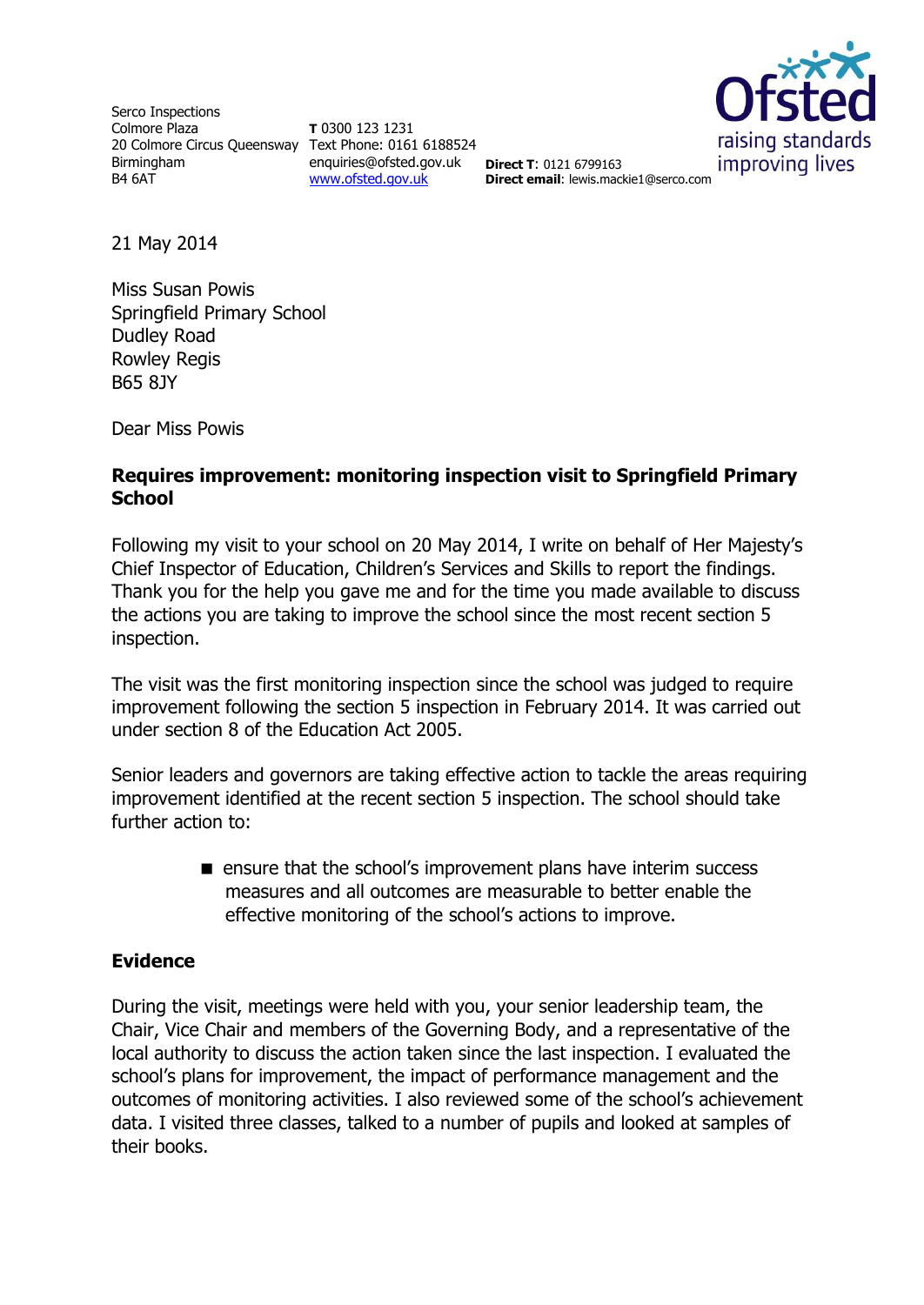Serco Inspections
Colmore Plaza
20 Colmore Circus Queensway
Birmingham
B4 6AT

**T** 0300 123 1231
Text Phone: 0161 6188524
enquiries@ofsted.gov.uk
www.ofsted.gov.uk

**Direct T**: 0121 6799163
**Direct email**: lewis.mackie1@serco.com

Ofsted
raising standards
improving lives

21 May 2014

Miss Susan Powis
Springfield Primary School
Dudley Road
Rowley Regis
B65 8JY

Dear Miss Powis

**Requires improvement: monitoring inspection visit to Springfield Primary School**

Following my visit to your school on 20 May 2014, I write on behalf of Her Majesty's Chief Inspector of Education, Children's Services and Skills to report the findings. Thank you for the help you gave me and for the time you made available to discuss the actions you are taking to improve the school since the most recent section 5 inspection.

The visit was the first monitoring inspection since the school was judged to require improvement following the section 5 inspection in February 2014. It was carried out under section 8 of the Education Act 2005.

Senior leaders and governors are taking effective action to tackle the areas requiring improvement identified at the recent section 5 inspection. The school should take further action to:

- ensure that the school's improvement plans have interim success measures and all outcomes are measurable to better enable the effective monitoring of the school's actions to improve.

## Evidence

During the visit, meetings were held with you, your senior leadership team, the Chair, Vice Chair and members of the Governing Body, and a representative of the local authority to discuss the action taken since the last inspection. I evaluated the school's plans for improvement, the impact of performance management and the outcomes of monitoring activities. I also reviewed some of the school's achievement data. I visited three classes, talked to a number of pupils and looked at samples of their books.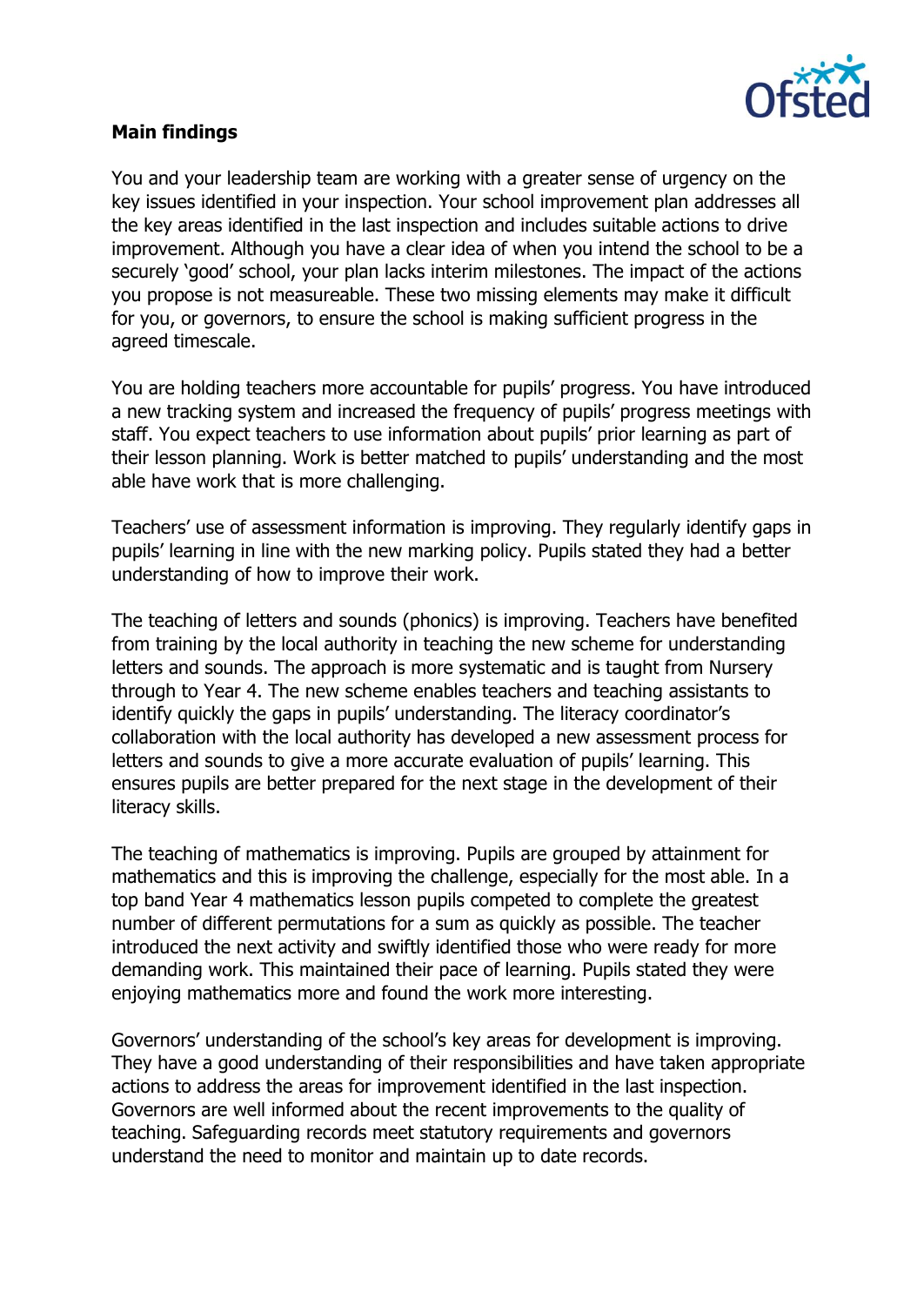**Main findings**

You and your leadership team are working with a greater sense of urgency on the key issues identified in your inspection. Your school improvement plan addresses all the key areas identified in the last inspection and includes suitable actions to drive improvement. Although you have a clear idea of when you intend the school to be a securely 'good' school, your plan lacks interim milestones. The impact of the actions you propose is not measureable. These two missing elements may make it difficult for you, or governors, to ensure the school is making sufficient progress in the agreed timescale.

You are holding teachers more accountable for pupils' progress. You have introduced a new tracking system and increased the frequency of pupils' progress meetings with staff. You expect teachers to use information about pupils' prior learning as part of their lesson planning. Work is better matched to pupils' understanding and the most able have work that is more challenging.

Teachers' use of assessment information is improving. They regularly identify gaps in pupils' learning in line with the new marking policy. Pupils stated they had a better understanding of how to improve their work.

The teaching of letters and sounds (phonics) is improving. Teachers have benefited from training by the local authority in teaching the new scheme for understanding letters and sounds. The approach is more systematic and is taught from Nursery through to Year 4. The new scheme enables teachers and teaching assistants to identify quickly the gaps in pupils' understanding. The literacy coordinator's collaboration with the local authority has developed a new assessment process for letters and sounds to give a more accurate evaluation of pupils' learning. This ensures pupils are better prepared for the next stage in the development of their literacy skills.

The teaching of mathematics is improving. Pupils are grouped by attainment for mathematics and this is improving the challenge, especially for the most able. In a top band Year 4 mathematics lesson pupils competed to complete the greatest number of different permutations for a sum as quickly as possible. The teacher introduced the next activity and swiftly identified those who were ready for more demanding work. This maintained their pace of learning. Pupils stated they were enjoying mathematics more and found the work more interesting.

Governors' understanding of the school's key areas for development is improving. They have a good understanding of their responsibilities and have taken appropriate actions to address the areas for improvement identified in the last inspection. Governors are well informed about the recent improvements to the quality of teaching. Safeguarding records meet statutory requirements and governors understand the need to monitor and maintain up to date records.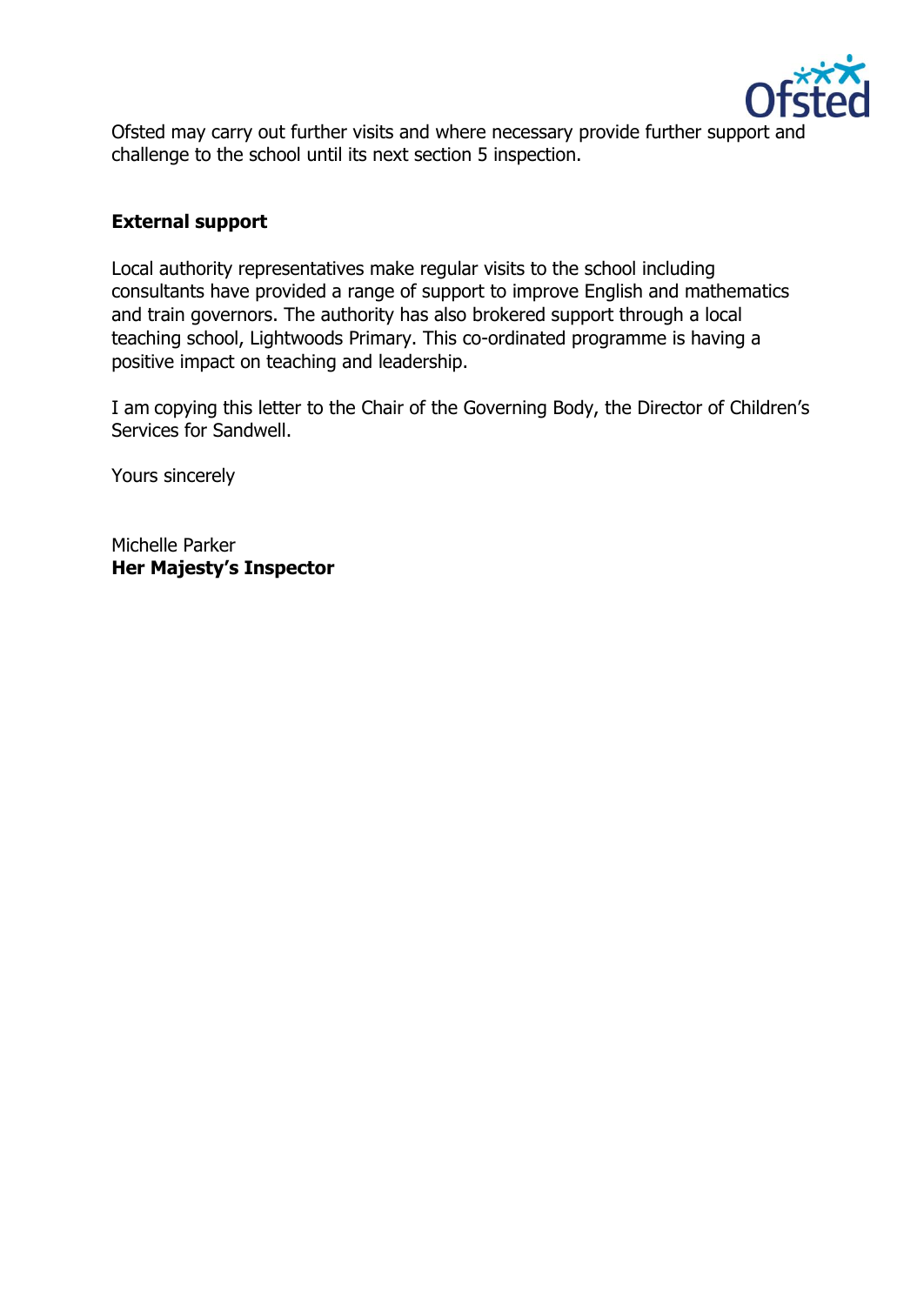Ofsted may carry out further visits and where necessary provide further support and challenge to the school until its next section 5 inspection.

## External support

Local authority representatives make regular visits to the school including consultants have provided a range of support to improve English and mathematics and train governors. The authority has also brokered support through a local teaching school, Lightwoods Primary. This co-ordinated programme is having a positive impact on teaching and leadership.

I am copying this letter to the Chair of the Governing Body, the Director of Children's Services for Sandwell.

Yours sincerely

Michelle Parker
**Her Majesty's Inspector**